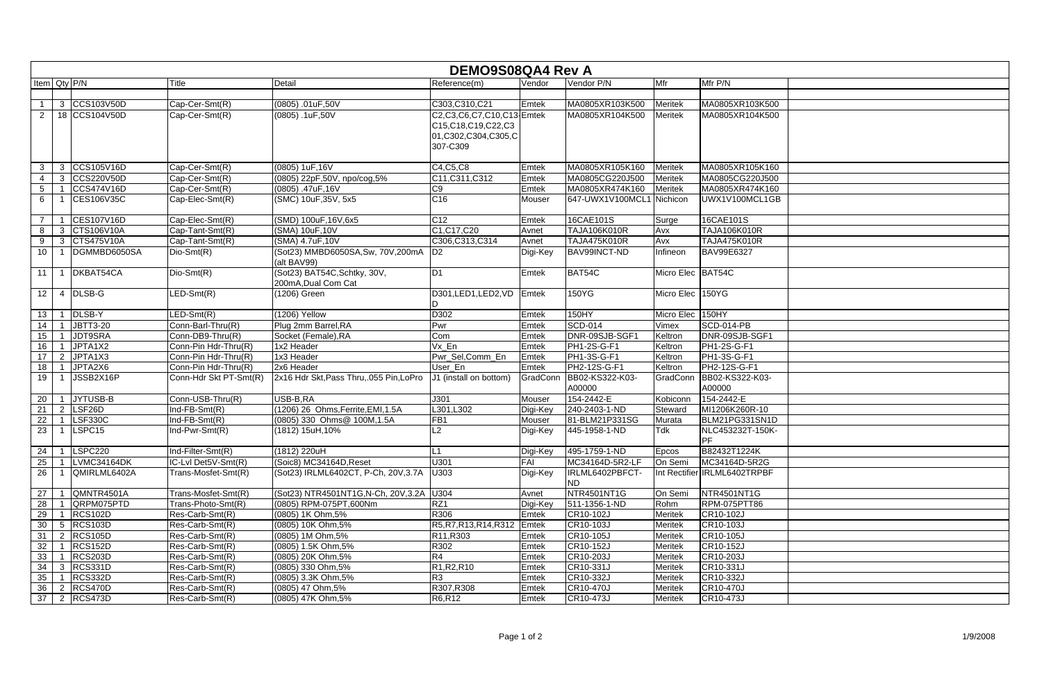# DEMO9S08QA4 Rev A

| Item | Qty | P/N | Title | Detail | Reference(m) | Vendor | Vendor P/N | Mfr | Mfr P/N |
|---|---|---|---|---|---|---|---|---|---|
| 1 | 3 | CCS103V50D | Cap-Cer-Smt(R) | (0805) .01uF,50V | C303,C310,C21 | Emtek | MA0805XR103K500 | Meritek | MA0805XR103K500 |
| 2 | 18 | CCS104V50D | Cap-Cer-Smt(R) | (0805) .1uF,50V | C2,C3,C6,C7,C10,C13-C15,C18,C19,C22,C301,C302,C304,C305,C307-C309 | Emtek | MA0805XR104K500 | Meritek | MA0805XR104K500 |
| 3 | 3 | CCS105V16D | Cap-Cer-Smt(R) | (0805) 1uF,16V | C4,C5,C8 | Emtek | MA0805XR105K160 | Meritek | MA0805XR105K160 |
| 4 | 3 | CCS220V50D | Cap-Cer-Smt(R) | (0805) 22pF,50V, npo/cog,5% | C11,C311,C312 | Emtek | MA0805CG220J500 | Meritek | MA0805CG220J500 |
| 5 | 1 | CCS474V16D | Cap-Cer-Smt(R) | (0805) .47uF,16V | C9 | Emtek | MA0805XR474K160 | Meritek | MA0805XR474K160 |
| 6 | 1 | CES106V35C | Cap-Elec-Smt(R) | (SMC) 10uF,35V, 5x5 | C16 | Mouser | 647-UWX1V100MCL1 | Nichicon | UWX1V100MCL1GB |
| 7 | 1 | CES107V16D | Cap-Elec-Smt(R) | (SMD) 100uF,16V,6x5 | C12 | Emtek | 16CAE101S | Surge | 16CAE101S |
| 8 | 3 | CTS106V10A | Cap-Tant-Smt(R) | (SMA) 10uF,10V | C1,C17,C20 | Avnet | TAJA106K010R | Avx | TAJA106K010R |
| 9 | 3 | CTS475V10A | Cap-Tant-Smt(R) | (SMA) 4.7uF,10V | C306,C313,C314 | Avnet | TAJA475K010R | Avx | TAJA475K010R |
| 10 | 1 | DGMMBD6050SA | Dio-Smt(R) | (Sot23) MMBD6050SA,Sw, 70V,200mA (alt BAV99) | D2 | Digi-Key | BAV99INCT-ND | Infineon | BAV99E6327 |
| 11 | 1 | DKBAT54CA | Dio-Smt(R) | (Sot23) BAT54C,Schtky, 30V, 200mA,Dual Com Cat | D1 | Emtek | BAT54C | Micro Elec | BAT54C |
| 12 | 4 | DLSB-G | LED-Smt(R) | (1206) Green | D301,LED1,LED2,VDD | Emtek | 150YG | Micro Elec | 150YG |
| 13 | 1 | DLSB-Y | LED-Smt(R) | (1206) Yellow | D302 | Emtek | 150HY | Micro Elec | 150HY |
| 14 | 1 | JBTT3-20 | Conn-Barl-Thru(R) | Plug 2mm Barrel,RA | Pwr | Emtek | SCD-014 | Vimex | SCD-014-PB |
| 15 | 1 | JDT9SRA | Conn-DB9-Thru(R) | Socket (Female),RA | Com | Emtek | DNR-09SJB-SGF1 | Keltron | DNR-09SJB-SGF1 |
| 16 | 1 | JPTA1X2 | Conn-Pin Hdr-Thru(R) | 1x2 Header | Vx_En | Emtek | PH1-2S-G-F1 | Keltron | PH1-2S-G-F1 |
| 17 | 2 | JPTA1X3 | Conn-Pin Hdr-Thru(R) | 1x3 Header | Pwr_Sel,Comm_En | Emtek | PH1-3S-G-F1 | Keltron | PH1-3S-G-F1 |
| 18 | 1 | JPTA2X6 | Conn-Pin Hdr-Thru(R) | 2x6 Header | User_En | Emtek | PH2-12S-G-F1 | Keltron | PH2-12S-G-F1 |
| 19 | 1 | JSSB2X16P | Conn-Hdr Skt PT-Smt(R) | 2x16 Hdr Skt,Pass Thru,.055 Pin,LoPro | J1 (install on bottom) | GradConn | BB02-KS322-K03-A00000 | GradConn | BB02-KS322-K03-A00000 |
| 20 | 1 | JYTUSB-B | Conn-USB-Thru(R) | USB-B,RA | J301 | Mouser | 154-2442-E | Kobiconn | 154-2442-E |
| 21 | 2 | LSF26D | Ind-FB-Smt(R) | (1206) 26 Ohms,Ferrite,EMI,1.5A | L301,L302 | Digi-Key | 240-2403-1-ND | Steward | MI1206K260R-10 |
| 22 | 1 | LSF330C | Ind-FB-Smt(R) | (0805) 330 Ohms@ 100M,1.5A | FB1 | Mouser | 81-BLM21P331SG | Murata | BLM21PG331SN1D |
| 23 | 1 | LSPC15 | Ind-Pwr-Smt(R) | (1812) 15uH,10% | L2 | Digi-Key | 445-1958-1-ND | Tdk | NLC453232T-150K-PF |
| 24 | 1 | LSPC220 | Ind-Filter-Smt(R) | (1812) 220uH | L1 | Digi-Key | 495-1759-1-ND | Epcos | B82432T1224K |
| 25 | 1 | LVMC34164DK | IC-Lvl Det5V-Smt(R) | (Soic8) MC34164D,Reset | U301 | FAI | MC34164D-5R2-LF | On Semi | MC34164D-5R2G |
| 26 | 1 | QMIRLML6402A | Trans-Mosfet-Smt(R) | (Sot23) IRLML6402CT, P-Ch, 20V,3.7A | U303 | Digi-Key | IRLML6402PBFCT-ND | Int Rectifier | IRLML6402TRPBF |
| 27 | 1 | QMNTR4501A | Trans-Mosfet-Smt(R) | (Sot23) NTR4501NT1G,N-Ch, 20V,3.2A | U304 | Avnet | NTR4501NT1G | On Semi | NTR4501NT1G |
| 28 | 1 | QRPM075PTD | Trans-Photo-Smt(R) | (0805) RPM-075PT,600Nm | RZ1 | Digi-Key | 511-1356-1-ND | Rohm | RPM-075PTT86 |
| 29 | 1 | RCS102D | Res-Carb-Smt(R) | (0805) 1K Ohm,5% | R306 | Emtek | CR10-102J | Meritek | CR10-102J |
| 30 | 5 | RCS103D | Res-Carb-Smt(R) | (0805) 10K Ohm,5% | R5,R7,R13,R14,R312 | Emtek | CR10-103J | Meritek | CR10-103J |
| 31 | 2 | RCS105D | Res-Carb-Smt(R) | (0805) 1M Ohm,5% | R11,R303 | Emtek | CR10-105J | Meritek | CR10-105J |
| 32 | 1 | RCS152D | Res-Carb-Smt(R) | (0805) 1.5K Ohm,5% | R302 | Emtek | CR10-152J | Meritek | CR10-152J |
| 33 | 1 | RCS203D | Res-Carb-Smt(R) | (0805) 20K Ohm,5% | R4 | Emtek | CR10-203J | Meritek | CR10-203J |
| 34 | 3 | RCS331D | Res-Carb-Smt(R) | (0805) 330 Ohm,5% | R1,R2,R10 | Emtek | CR10-331J | Meritek | CR10-331J |
| 35 | 1 | RCS332D | Res-Carb-Smt(R) | (0805) 3.3K Ohm,5% | R3 | Emtek | CR10-332J | Meritek | CR10-332J |
| 36 | 2 | RCS470D | Res-Carb-Smt(R) | (0805) 47 Ohm,5% | R307,R308 | Emtek | CR10-470J | Meritek | CR10-470J |
| 37 | 2 | RCS473D | Res-Carb-Smt(R) | (0805) 47K Ohm,5% | R6,R12 | Emtek | CR10-473J | Meritek | CR10-473J |

1/9/2008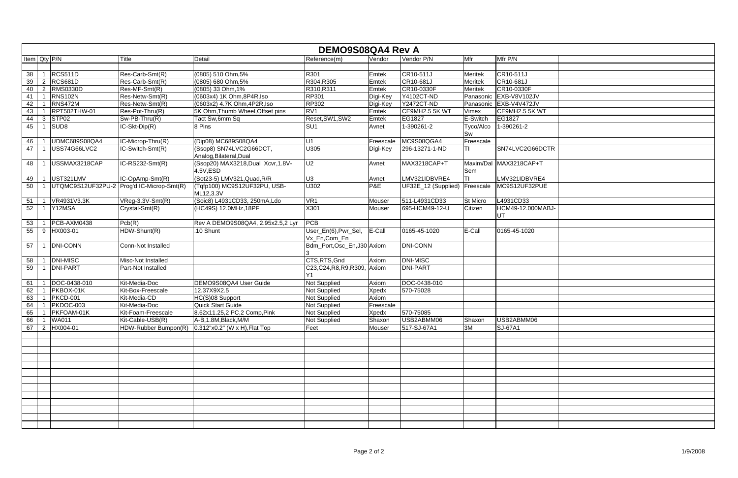# DEMO9S08QA4 Rev A

| Item | Qty | P/N | Title | Detail | Reference(m) | Vendor | Vendor P/N | Mfr | Mfr P/N | |
|---|---|---|---|---|---|---|---|---|---|---|
| 38 | 1 | RCS511D | Res-Carb-Smt(R) | (0805) 510 Ohm,5% | R301 | Emtek | CR10-511J | Meritek | CR10-511J | |
| 39 | 2 | RCS681D | Res-Carb-Smt(R) | (0805) 680 Ohm,5% | R304,R305 | Emtek | CR10-681J | Meritek | CR10-681J | |
| 40 | 2 | RMS0330D | Res-MF-Smt(R) | (0805) 33 Ohm,1% | R310,R311 | Emtek | CR10-0330F | Meritek | CR10-0330F | |
| 41 | 1 | RNS102N | Res-Netw-Smt(R) | (0603x4) 1K Ohm,8P4R,Iso | RP301 | Digi-Key | Y4102CT-ND | Panasonic | EXB-V8V102JV | |
| 42 | 1 | RNS472M | Res-Netw-Smt(R) | (0603x2) 4.7K Ohm,4P2R,Iso | RP302 | Digi-Key | Y2472CT-ND | Panasonic | EXB-V4V472JV | |
| 43 | 1 | RPT502THW-01 | Res-Pot-Thru(R) | 5K Ohm,Thumb Wheel,Offset pins | RV1 | Emtek | CE9MH2.5 5K WT | Vimex | CE9MH2.5 5K WT | |
| 44 | 3 | STP02 | Sw-PB-Thru(R) | Tact Sw,6mm Sq | Reset,SW1,SW2 | Emtek | EG1827 | E-Switch | EG1827 | |
| 45 | 1 | SUD8 | IC-Skt-Dip(R) | 8 Pins | SU1 | Avnet | 1-390261-2 | Tyco/Alco Sw | 1-390261-2 | |
| 46 | 1 | UDMC689S08QA4 | IC-Microp-Thru(R) | (Dip08) MC689S08QA4 | U1 | Freescale | MC9S08QGA4 | Freescale | | |
| 47 | 1 | USS74G66LVC2 | IC-Switch-Smt(R) | (Ssop8) SN74LVC2G66DCT, Analog,Bilateral,Dual | U305 | Digi-Key | 296-13271-1-ND | TI | SN74LVC2G66DCTR | |
| 48 | 1 | USSMAX3218CAP | IC-RS232-Smt(R) | (Ssop20) MAX3218,Dual Xcvr,1.8V-4.5V,ESD | U2 | Avnet | MAX3218CAP+T | Maxim/Dal Sem | MAX3218CAP+T | |
| 49 | 1 | UST321LMV | IC-OpAmp-Smt(R) | (Sot23-5) LMV321,Quad,R/R | U3 | Avnet | LMV321IDBVRE4 | TI | LMV321IDBVRE4 | |
| 50 | 1 | UTQMC9S12UF32PU-2 | Prog'd IC-Microp-Smt(R) | (Tqfp100) MC9S12UF32PU, USB-ML12,3.3V | U302 | P&E | UF32E_12 (Supplied) | Freescale | MC9S12UF32PUE | |
| 51 | 1 | VR4931V3.3K | VReg-3.3V-Smt(R) | (Soic8) L4931CD33, 250mA,Ldo | VR1 | Mouser | 511-L4931CD33 | St Micro | L4931CD33 | |
| 52 | 1 | Y12MSA | Crystal-Smt(R) | (HC49S) 12.0MHz,18PF | X301 | Mouser | 695-HCM49-12-U | Citizen | HCM49-12.000MABJ-UT | |
| 53 | 1 | PCB-AXM0438 | Pcb(R) | Rev A DEMO9S08QA4, 2.95x2.5,2 Lyr | PCB | | | | | |
| 55 | 9 | HX003-01 | HDW-Shunt(R) | .10 Shunt | User_En(6),Pwr_Sel, Vx_En,Com_En | E-Call | 0165-45-1020 | E-Call | 0165-45-1020 | |
| 57 | 1 | DNI-CONN | Conn-Not Installed | | Bdm_Port,Osc_En,J303 | Axiom | DNI-CONN | | | |
| 58 | 1 | DNI-MISC | Misc-Not Installed | | CTS,RTS,Gnd | Axiom | DNI-MISC | | | |
| 59 | 1 | DNI-PART | Part-Not Installed | | C23,C24,R8,R9,R309, Y1 | Axiom | DNI-PART | | | |
| 61 | 1 | DOC-0438-010 | Kit-Media-Doc | DEMO9S08QA4 User Guide | Not Supplied | Axiom | DOC-0438-010 | | | |
| 62 | 1 | PKBOX-01K | Kit-Box-Freescale | 12.37X9X2.5 | Not Supplied | Xpedx | 570-75028 | | | |
| 63 | 1 | PKCD-001 | Kit-Media-CD | HC(S)08 Support | Not Supplied | Axiom | | | | |
| 64 | 1 | PKDOC-003 | Kit-Media-Doc | Quick Start Guide | Not Supplied | Freescale | | | | |
| 65 | 1 | PKFOAM-01K | Kit-Foam-Freescale | 8.62x11.25,2 PC,2 Comp,Pink | Not Supplied | Xpedx | 570-75085 | | | |
| 66 | 1 | WA011 | Kit-Cable-USB(R) | A-B,1.8M,Black,M/M | Not Supplied | Shaxon | USB2ABMM06 | Shaxon | USB2ABMM06 | |
| 67 | 2 | HX004-01 | HDW-Rubber Bumpon(R) | 0.312"x0.2" (W x H),Flat Top | Feet | Mouser | 517-SJ-67A1 | 3M | SJ-67A1 | |

1/9/2008